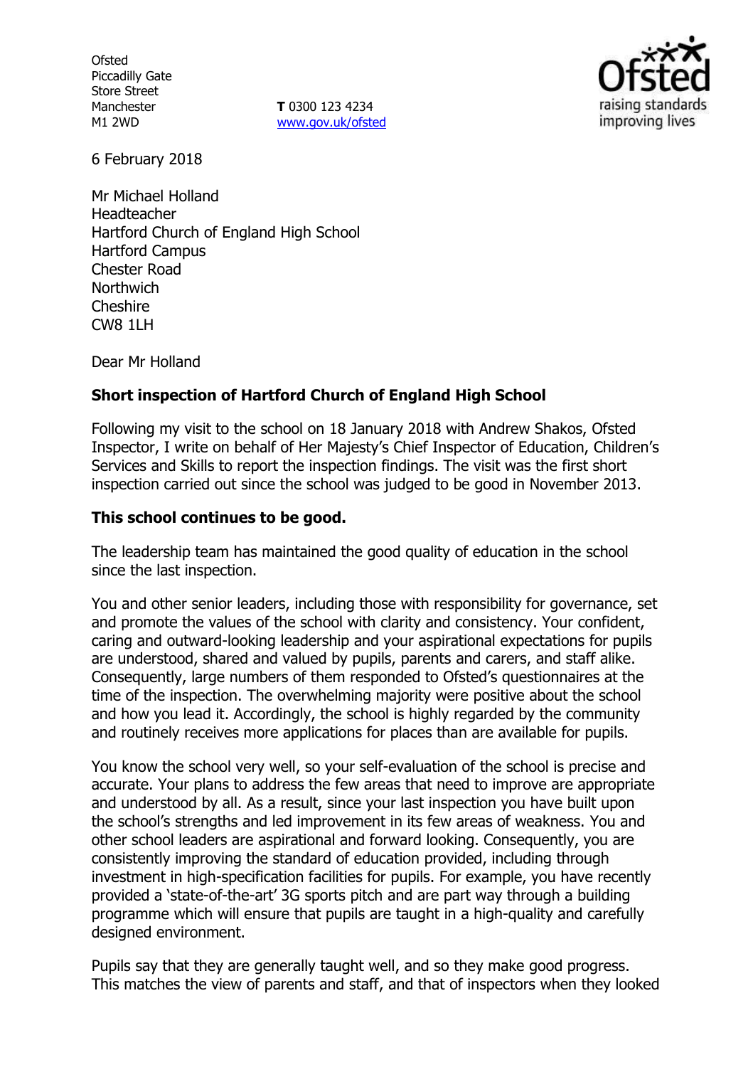Ofsted
Piccadilly Gate
Store Street
Manchester
M1 2WD

**T** 0300 123 4234
www.gov.uk/ofsted

6 February 2018

Mr Michael Holland
Headteacher
Hartford Church of England High School
Hartford Campus
Chester Road
Northwich
Cheshire
CW8 1LH

Dear Mr Holland

**Short inspection of Hartford Church of England High School**

Following my visit to the school on 18 January 2018 with Andrew Shakos, Ofsted Inspector, I write on behalf of Her Majesty's Chief Inspector of Education, Children's Services and Skills to report the inspection findings. The visit was the first short inspection carried out since the school was judged to be good in November 2013.

**This school continues to be good.**

The leadership team has maintained the good quality of education in the school since the last inspection.

You and other senior leaders, including those with responsibility for governance, set and promote the values of the school with clarity and consistency. Your confident, caring and outward-looking leadership and your aspirational expectations for pupils are understood, shared and valued by pupils, parents and carers, and staff alike. Consequently, large numbers of them responded to Ofsted's questionnaires at the time of the inspection. The overwhelming majority were positive about the school and how you lead it. Accordingly, the school is highly regarded by the community and routinely receives more applications for places than are available for pupils.

You know the school very well, so your self-evaluation of the school is precise and accurate. Your plans to address the few areas that need to improve are appropriate and understood by all. As a result, since your last inspection you have built upon the school's strengths and led improvement in its few areas of weakness. You and other school leaders are aspirational and forward looking. Consequently, you are consistently improving the standard of education provided, including through investment in high-specification facilities for pupils. For example, you have recently provided a 'state-of-the-art' 3G sports pitch and are part way through a building programme which will ensure that pupils are taught in a high-quality and carefully designed environment.

Pupils say that they are generally taught well, and so they make good progress. This matches the view of parents and staff, and that of inspectors when they looked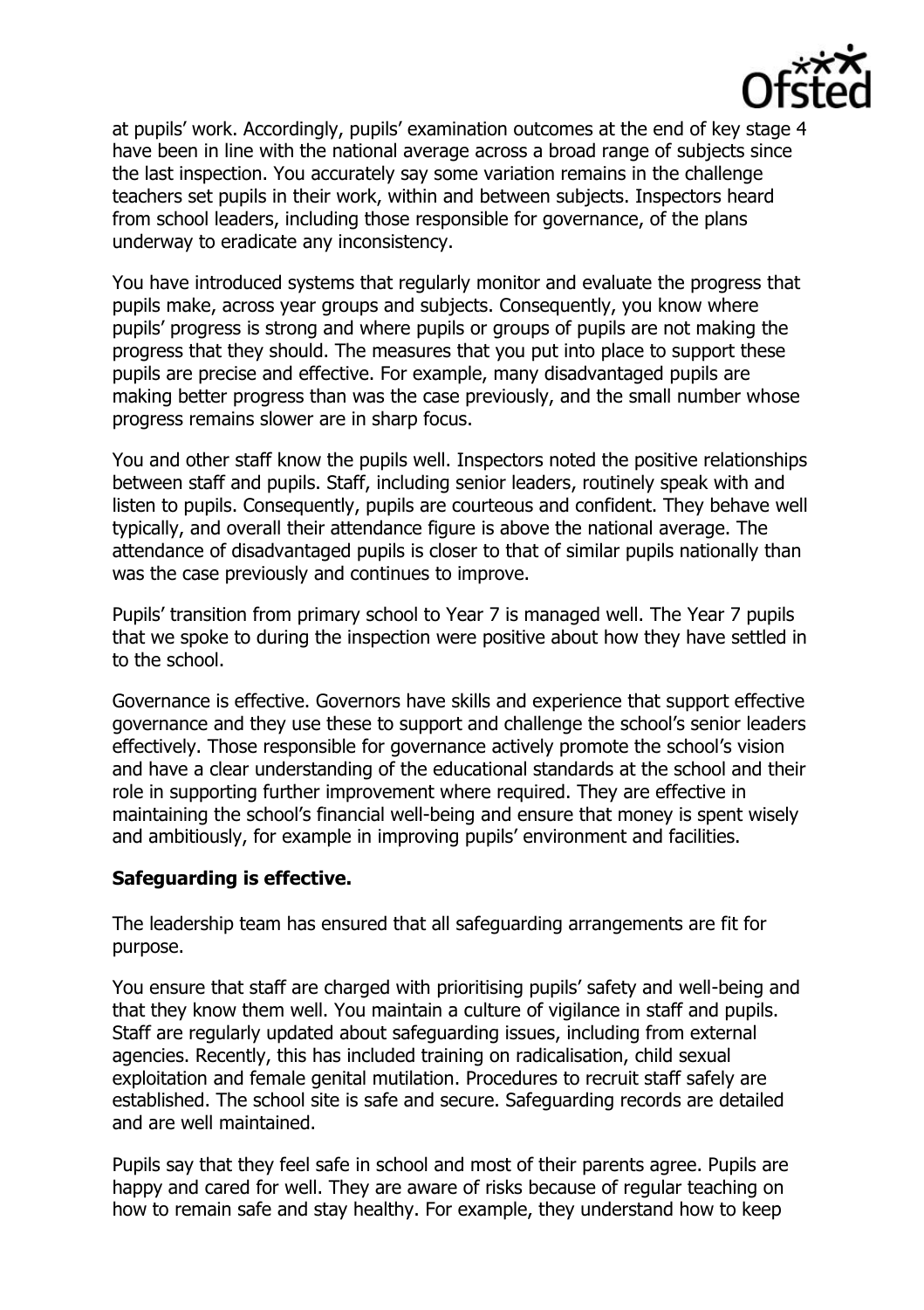at pupils' work. Accordingly, pupils' examination outcomes at the end of key stage 4 have been in line with the national average across a broad range of subjects since the last inspection. You accurately say some variation remains in the challenge teachers set pupils in their work, within and between subjects. Inspectors heard from school leaders, including those responsible for governance, of the plans underway to eradicate any inconsistency.

You have introduced systems that regularly monitor and evaluate the progress that pupils make, across year groups and subjects. Consequently, you know where pupils' progress is strong and where pupils or groups of pupils are not making the progress that they should. The measures that you put into place to support these pupils are precise and effective. For example, many disadvantaged pupils are making better progress than was the case previously, and the small number whose progress remains slower are in sharp focus.

You and other staff know the pupils well. Inspectors noted the positive relationships between staff and pupils. Staff, including senior leaders, routinely speak with and listen to pupils. Consequently, pupils are courteous and confident. They behave well typically, and overall their attendance figure is above the national average. The attendance of disadvantaged pupils is closer to that of similar pupils nationally than was the case previously and continues to improve.

Pupils' transition from primary school to Year 7 is managed well. The Year 7 pupils that we spoke to during the inspection were positive about how they have settled in to the school.

Governance is effective. Governors have skills and experience that support effective governance and they use these to support and challenge the school's senior leaders effectively. Those responsible for governance actively promote the school's vision and have a clear understanding of the educational standards at the school and their role in supporting further improvement where required. They are effective in maintaining the school's financial well-being and ensure that money is spent wisely and ambitiously, for example in improving pupils' environment and facilities.

**Safeguarding is effective.**

The leadership team has ensured that all safeguarding arrangements are fit for purpose.

You ensure that staff are charged with prioritising pupils' safety and well-being and that they know them well. You maintain a culture of vigilance in staff and pupils. Staff are regularly updated about safeguarding issues, including from external agencies. Recently, this has included training on radicalisation, child sexual exploitation and female genital mutilation. Procedures to recruit staff safely are established. The school site is safe and secure. Safeguarding records are detailed and are well maintained.

Pupils say that they feel safe in school and most of their parents agree. Pupils are happy and cared for well. They are aware of risks because of regular teaching on how to remain safe and stay healthy. For example, they understand how to keep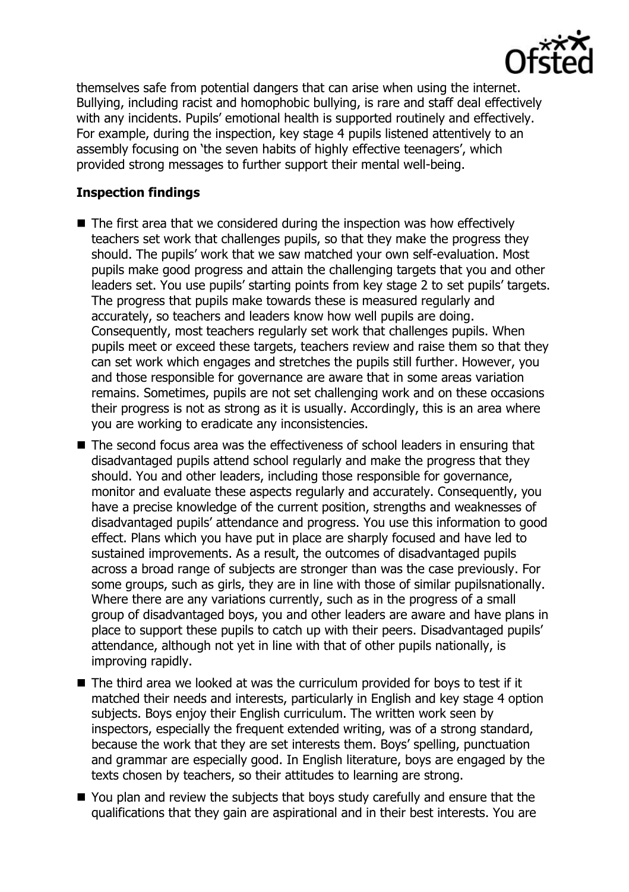themselves safe from potential dangers that can arise when using the internet. Bullying, including racist and homophobic bullying, is rare and staff deal effectively with any incidents. Pupils' emotional health is supported routinely and effectively. For example, during the inspection, key stage 4 pupils listened attentively to an assembly focusing on 'the seven habits of highly effective teenagers', which provided strong messages to further support their mental well-being.

## Inspection findings

- The first area that we considered during the inspection was how effectively teachers set work that challenges pupils, so that they make the progress they should. The pupils' work that we saw matched your own self-evaluation. Most pupils make good progress and attain the challenging targets that you and other leaders set. You use pupils' starting points from key stage 2 to set pupils' targets. The progress that pupils make towards these is measured regularly and accurately, so teachers and leaders know how well pupils are doing. Consequently, most teachers regularly set work that challenges pupils. When pupils meet or exceed these targets, teachers review and raise them so that they can set work which engages and stretches the pupils still further. However, you and those responsible for governance are aware that in some areas variation remains. Sometimes, pupils are not set challenging work and on these occasions their progress is not as strong as it is usually. Accordingly, this is an area where you are working to eradicate any inconsistencies.
- The second focus area was the effectiveness of school leaders in ensuring that disadvantaged pupils attend school regularly and make the progress that they should. You and other leaders, including those responsible for governance, monitor and evaluate these aspects regularly and accurately. Consequently, you have a precise knowledge of the current position, strengths and weaknesses of disadvantaged pupils' attendance and progress. You use this information to good effect. Plans which you have put in place are sharply focused and have led to sustained improvements. As a result, the outcomes of disadvantaged pupils across a broad range of subjects are stronger than was the case previously. For some groups, such as girls, they are in line with those of similar pupilsnationally. Where there are any variations currently, such as in the progress of a small group of disadvantaged boys, you and other leaders are aware and have plans in place to support these pupils to catch up with their peers. Disadvantaged pupils' attendance, although not yet in line with that of other pupils nationally, is improving rapidly.
- The third area we looked at was the curriculum provided for boys to test if it matched their needs and interests, particularly in English and key stage 4 option subjects. Boys enjoy their English curriculum. The written work seen by inspectors, especially the frequent extended writing, was of a strong standard, because the work that they are set interests them. Boys' spelling, punctuation and grammar are especially good. In English literature, boys are engaged by the texts chosen by teachers, so their attitudes to learning are strong.
- You plan and review the subjects that boys study carefully and ensure that the qualifications that they gain are aspirational and in their best interests. You are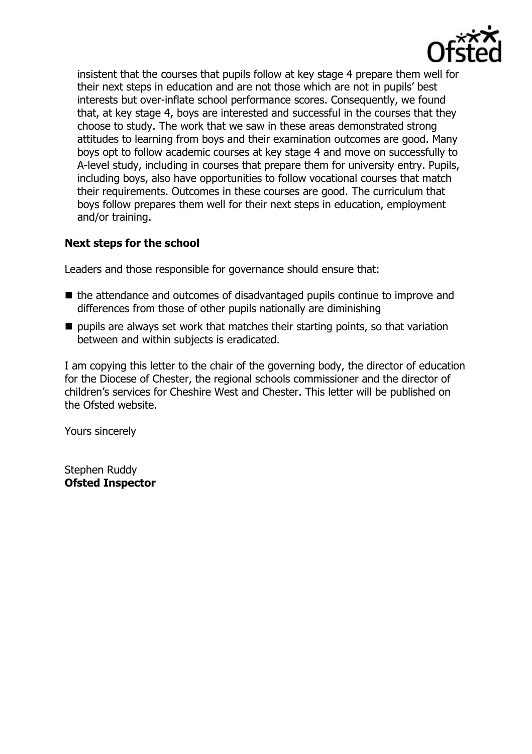insistent that the courses that pupils follow at key stage 4 prepare them well for their next steps in education and are not those which are not in pupils' best interests but over-inflate school performance scores. Consequently, we found that, at key stage 4, boys are interested and successful in the courses that they choose to study. The work that we saw in these areas demonstrated strong attitudes to learning from boys and their examination outcomes are good. Many boys opt to follow academic courses at key stage 4 and move on successfully to A-level study, including in courses that prepare them for university entry. Pupils, including boys, also have opportunities to follow vocational courses that match their requirements. Outcomes in these courses are good. The curriculum that boys follow prepares them well for their next steps in education, employment and/or training.

### Next steps for the school

Leaders and those responsible for governance should ensure that:

- the attendance and outcomes of disadvantaged pupils continue to improve and differences from those of other pupils nationally are diminishing
- pupils are always set work that matches their starting points, so that variation between and within subjects is eradicated.

I am copying this letter to the chair of the governing body, the director of education for the Diocese of Chester, the regional schools commissioner and the director of children's services for Cheshire West and Chester. This letter will be published on the Ofsted website.

Yours sincerely

Stephen Ruddy
**Ofsted Inspector**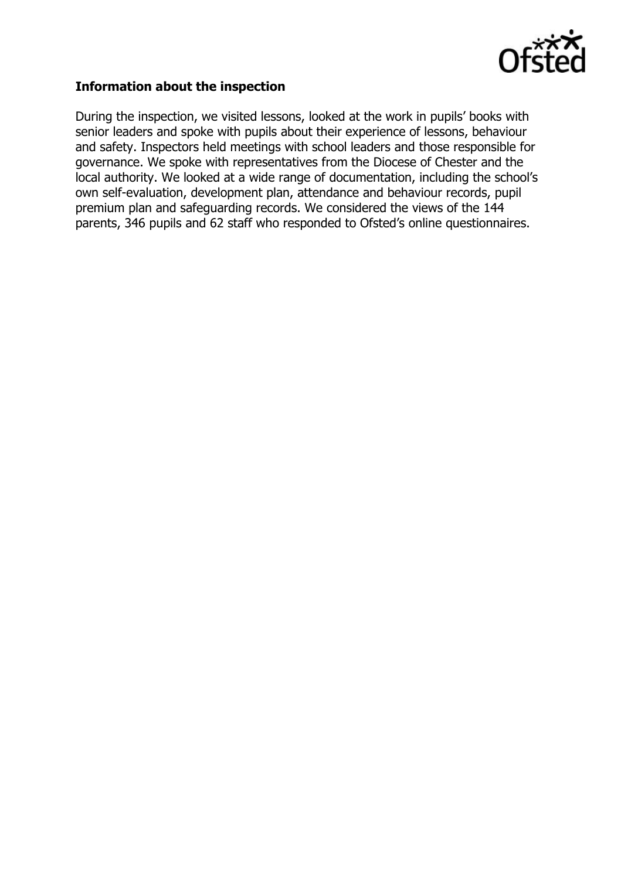**Information about the inspection**

During the inspection, we visited lessons, looked at the work in pupils' books with senior leaders and spoke with pupils about their experience of lessons, behaviour and safety. Inspectors held meetings with school leaders and those responsible for governance. We spoke with representatives from the Diocese of Chester and the local authority. We looked at a wide range of documentation, including the school's own self-evaluation, development plan, attendance and behaviour records, pupil premium plan and safeguarding records. We considered the views of the 144 parents, 346 pupils and 62 staff who responded to Ofsted's online questionnaires.